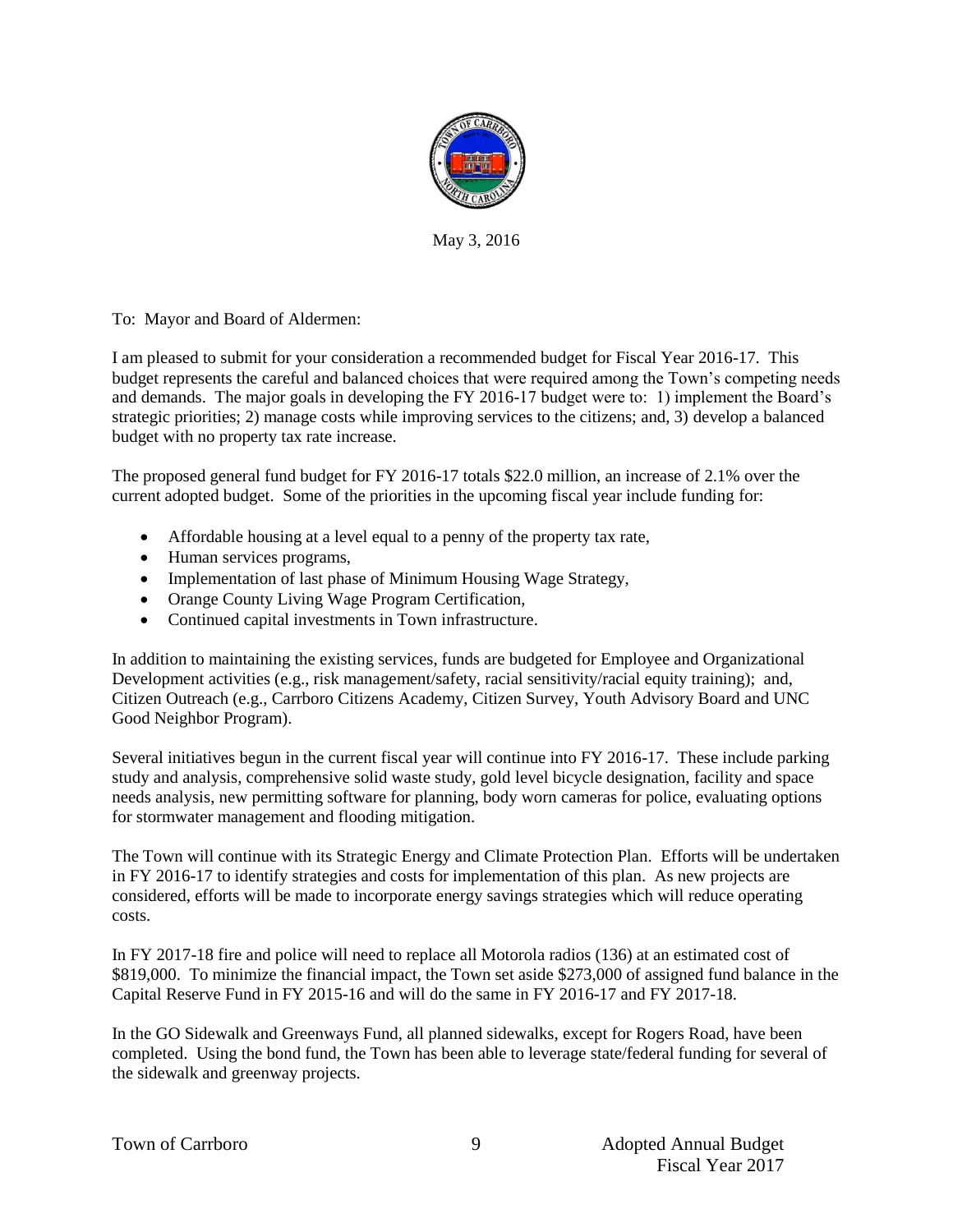May 3, 2016

To: Mayor and Board of Aldermen:

I am pleased to submit for your consideration a recommended budget for Fiscal Year 2016-17. This budget represents the careful and balanced choices that were required among the Town's competing needs and demands. The major goals in developing the FY 2016-17 budget were to: 1) implement the Board's strategic priorities; 2) manage costs while improving services to the citizens; and, 3) develop a balanced budget with no property tax rate increase.

The proposed general fund budget for FY 2016-17 totals $22.0 million, an increase of 2.1% over the current adopted budget. Some of the priorities in the upcoming fiscal year include funding for:

- Affordable housing at a level equal to a penny of the property tax rate,
- Human services programs,
- Implementation of last phase of Minimum Housing Wage Strategy,
- Orange County Living Wage Program Certification,
- Continued capital investments in Town infrastructure.

In addition to maintaining the existing services, funds are budgeted for Employee and Organizational Development activities (e.g., risk management/safety, racial sensitivity/racial equity training); and, Citizen Outreach (e.g., Carrboro Citizens Academy, Citizen Survey, Youth Advisory Board and UNC Good Neighbor Program).

Several initiatives begun in the current fiscal year will continue into FY 2016-17. These include parking study and analysis, comprehensive solid waste study, gold level bicycle designation, facility and space needs analysis, new permitting software for planning, body worn cameras for police, evaluating options for stormwater management and flooding mitigation.

The Town will continue with its Strategic Energy and Climate Protection Plan. Efforts will be undertaken in FY 2016-17 to identify strategies and costs for implementation of this plan. As new projects are considered, efforts will be made to incorporate energy savings strategies which will reduce operating costs.

In FY 2017-18 fire and police will need to replace all Motorola radios (136) at an estimated cost of $819,000. To minimize the financial impact, the Town set aside $273,000 of assigned fund balance in the Capital Reserve Fund in FY 2015-16 and will do the same in FY 2016-17 and FY 2017-18.

In the GO Sidewalk and Greenways Fund, all planned sidewalks, except for Rogers Road, have been completed. Using the bond fund, the Town has been able to leverage state/federal funding for several of the sidewalk and greenway projects.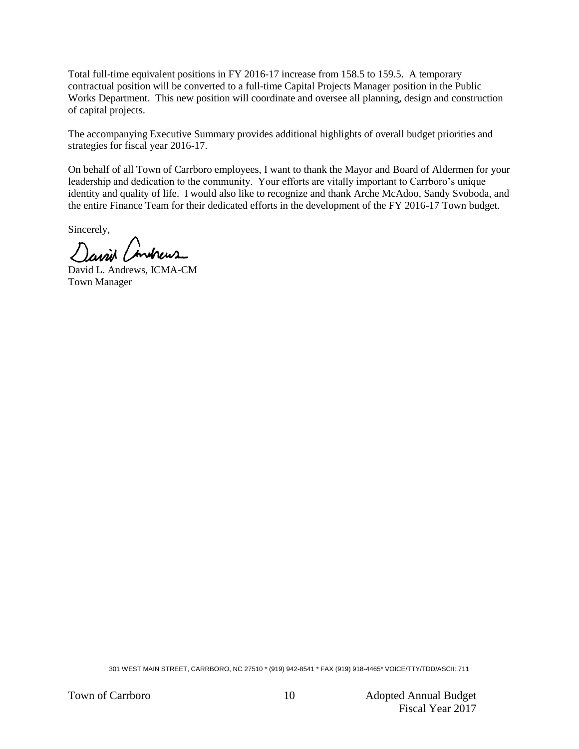Total full-time equivalent positions in FY 2016-17 increase from 158.5 to 159.5. A temporary contractual position will be converted to a full-time Capital Projects Manager position in the Public Works Department. This new position will coordinate and oversee all planning, design and construction of capital projects.

The accompanying Executive Summary provides additional highlights of overall budget priorities and strategies for fiscal year 2016-17.

On behalf of all Town of Carrboro employees, I want to thank the Mayor and Board of Aldermen for your leadership and dedication to the community. Your efforts are vitally important to Carrboro's unique identity and quality of life. I would also like to recognize and thank Arche McAdoo, Sandy Svoboda, and the entire Finance Team for their dedicated efforts in the development of the FY 2016-17 Town budget.

Sincerely,

David L. Andrews, ICMA-CM
Town Manager

301 WEST MAIN STREET, CARRBORO, NC 27510 * (919) 942-8541 * FAX (919) 918-4465* VOICE/TTY/TDD/ASCII: 711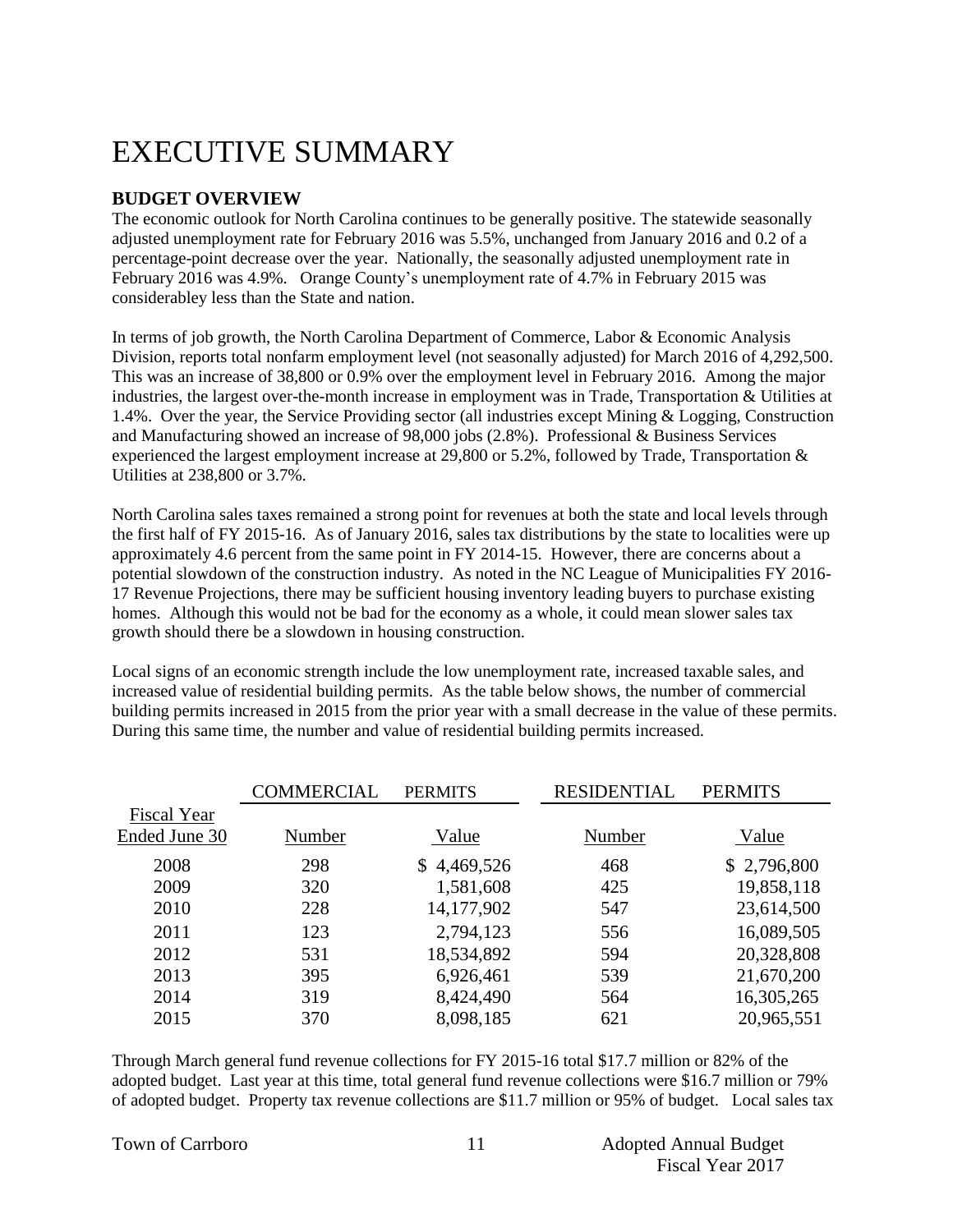# EXECUTIVE SUMMARY

**BUDGET OVERVIEW**

The economic outlook for North Carolina continues to be generally positive. The statewide seasonally adjusted unemployment rate for February 2016 was 5.5%, unchanged from January 2016 and 0.2 of a percentage-point decrease over the year. Nationally, the seasonally adjusted unemployment rate in February 2016 was 4.9%. Orange County's unemployment rate of 4.7% in February 2015 was considerabley less than the State and nation.

In terms of job growth, the North Carolina Department of Commerce, Labor & Economic Analysis Division, reports total nonfarm employment level (not seasonally adjusted) for March 2016 of 4,292,500. This was an increase of 38,800 or 0.9% over the employment level in February 2016. Among the major industries, the largest over-the-month increase in employment was in Trade, Transportation & Utilities at 1.4%. Over the year, the Service Providing sector (all industries except Mining & Logging, Construction and Manufacturing showed an increase of 98,000 jobs (2.8%). Professional & Business Services experienced the largest employment increase at 29,800 or 5.2%, followed by Trade, Transportation & Utilities at 238,800 or 3.7%.

North Carolina sales taxes remained a strong point for revenues at both the state and local levels through the first half of FY 2015-16. As of January 2016, sales tax distributions by the state to localities were up approximately 4.6 percent from the same point in FY 2014-15. However, there are concerns about a potential slowdown of the construction industry. As noted in the NC League of Municipalities FY 2016-17 Revenue Projections, there may be sufficient housing inventory leading buyers to purchase existing homes. Although this would not be bad for the economy as a whole, it could mean slower sales tax growth should there be a slowdown in housing construction.

Local signs of an economic strength include the low unemployment rate, increased taxable sales, and increased value of residential building permits. As the table below shows, the number of commercial building permits increased in 2015 from the prior year with a small decrease in the value of these permits. During this same time, the number and value of residential building permits increased.

| | COMMERCIAL PERMITS | | RESIDENTIAL PERMITS | |
|---|---|---|---|---|
| Fiscal Year Ended June 30 | Number | Value | Number | Value |
| 2008 | 298 | $ 4,469,526 | 468 | $ 2,796,800 |
| 2009 | 320 | 1,581,608 | 425 | 19,858,118 |
| 2010 | 228 | 14,177,902 | 547 | 23,614,500 |
| 2011 | 123 | 2,794,123 | 556 | 16,089,505 |
| 2012 | 531 | 18,534,892 | 594 | 20,328,808 |
| 2013 | 395 | 6,926,461 | 539 | 21,670,200 |
| 2014 | 319 | 8,424,490 | 564 | 16,305,265 |
| 2015 | 370 | 8,098,185 | 621 | 20,965,551 |

Through March general fund revenue collections for FY 2015-16 total $17.7 million or 82% of the adopted budget. Last year at this time, total general fund revenue collections were $16.7 million or 79% of adopted budget. Property tax revenue collections are $11.7 million or 95% of budget. Local sales tax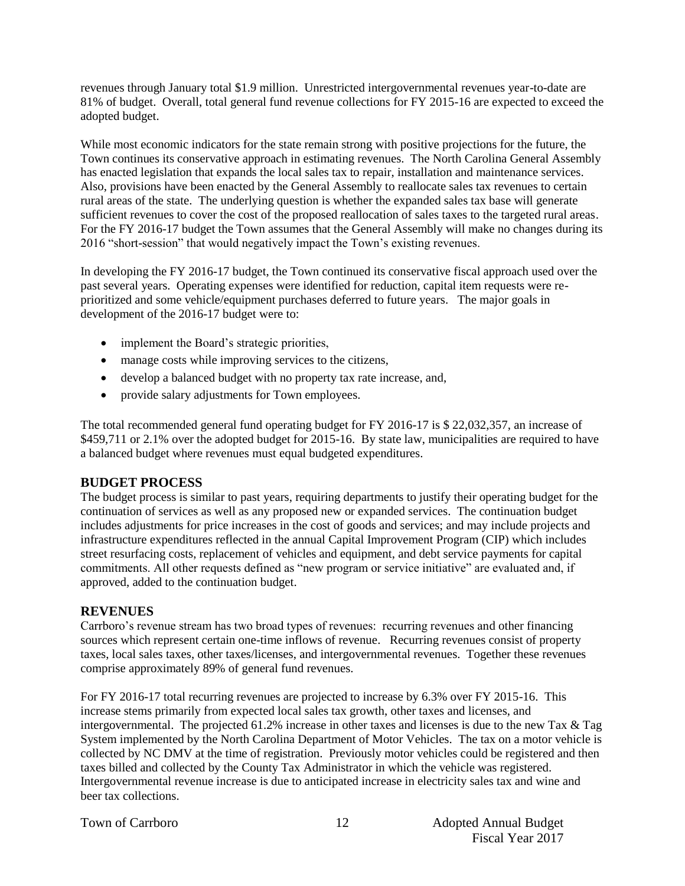revenues through January total $1.9 million. Unrestricted intergovernmental revenues year-to-date are 81% of budget. Overall, total general fund revenue collections for FY 2015-16 are expected to exceed the adopted budget.

While most economic indicators for the state remain strong with positive projections for the future, the Town continues its conservative approach in estimating revenues. The North Carolina General Assembly has enacted legislation that expands the local sales tax to repair, installation and maintenance services. Also, provisions have been enacted by the General Assembly to reallocate sales tax revenues to certain rural areas of the state. The underlying question is whether the expanded sales tax base will generate sufficient revenues to cover the cost of the proposed reallocation of sales taxes to the targeted rural areas. For the FY 2016-17 budget the Town assumes that the General Assembly will make no changes during its 2016 "short-session" that would negatively impact the Town's existing revenues.

In developing the FY 2016-17 budget, the Town continued its conservative fiscal approach used over the past several years. Operating expenses were identified for reduction, capital item requests were re-prioritized and some vehicle/equipment purchases deferred to future years. The major goals in development of the 2016-17 budget were to:

- implement the Board's strategic priorities,
- manage costs while improving services to the citizens,
- develop a balanced budget with no property tax rate increase, and,
- provide salary adjustments for Town employees.

The total recommended general fund operating budget for FY 2016-17 is $ 22,032,357, an increase of $459,711 or 2.1% over the adopted budget for 2015-16. By state law, municipalities are required to have a balanced budget where revenues must equal budgeted expenditures.

## BUDGET PROCESS

The budget process is similar to past years, requiring departments to justify their operating budget for the continuation of services as well as any proposed new or expanded services. The continuation budget includes adjustments for price increases in the cost of goods and services; and may include projects and infrastructure expenditures reflected in the annual Capital Improvement Program (CIP) which includes street resurfacing costs, replacement of vehicles and equipment, and debt service payments for capital commitments. All other requests defined as "new program or service initiative" are evaluated and, if approved, added to the continuation budget.

## REVENUES

Carrboro's revenue stream has two broad types of revenues: recurring revenues and other financing sources which represent certain one-time inflows of revenue. Recurring revenues consist of property taxes, local sales taxes, other taxes/licenses, and intergovernmental revenues. Together these revenues comprise approximately 89% of general fund revenues.

For FY 2016-17 total recurring revenues are projected to increase by 6.3% over FY 2015-16. This increase stems primarily from expected local sales tax growth, other taxes and licenses, and intergovernmental. The projected 61.2% increase in other taxes and licenses is due to the new Tax & Tag System implemented by the North Carolina Department of Motor Vehicles. The tax on a motor vehicle is collected by NC DMV at the time of registration. Previously motor vehicles could be registered and then taxes billed and collected by the County Tax Administrator in which the vehicle was registered. Intergovernmental revenue increase is due to anticipated increase in electricity sales tax and wine and beer tax collections.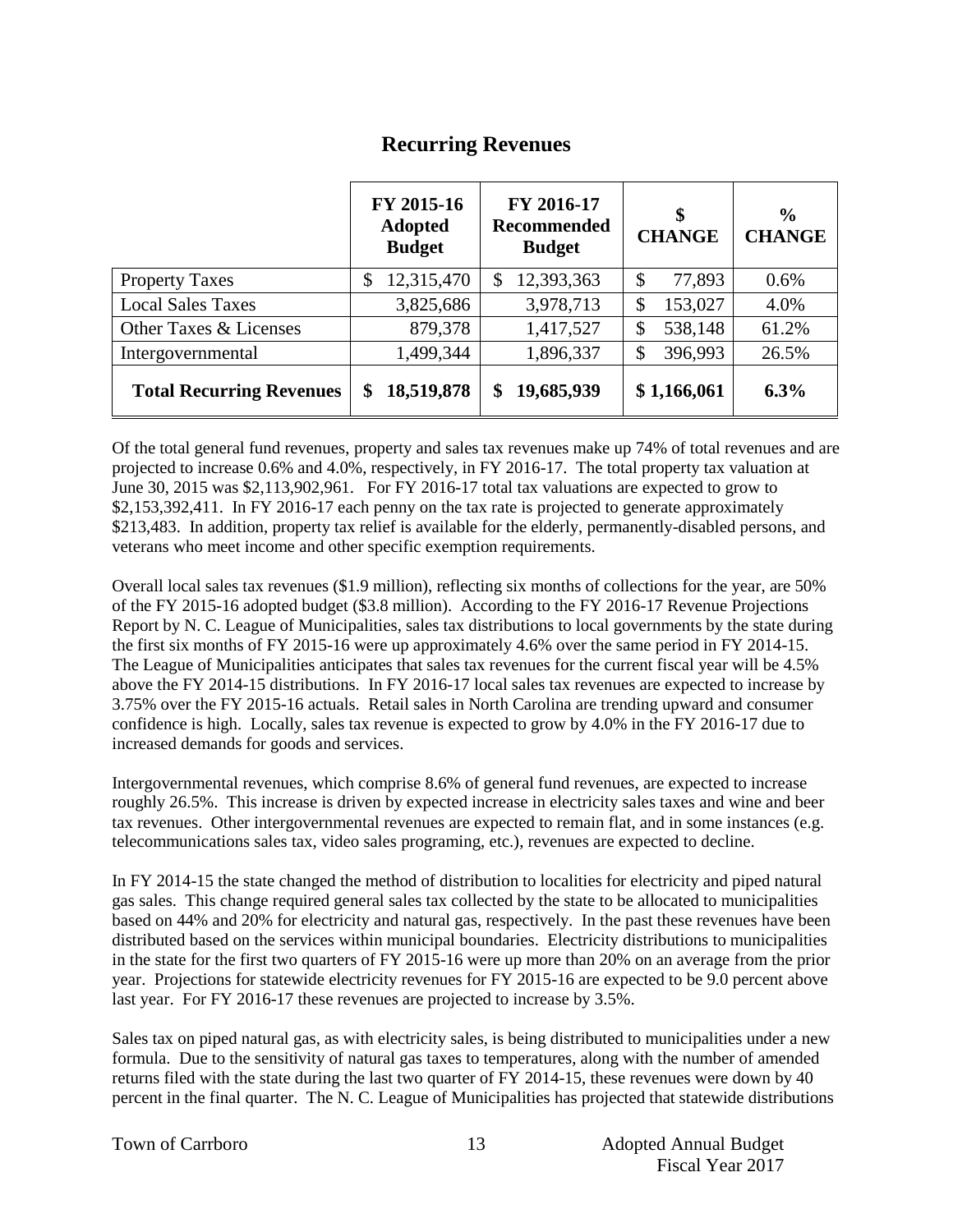## Recurring Revenues

| | FY 2015-16 Adopted Budget | FY 2016-17 Recommended Budget | $ CHANGE | % CHANGE |
|---|---|---|---|---|
| Property Taxes | $ 12,315,470 | $ 12,393,363 | $ 77,893 | 0.6% |
| Local Sales Taxes | 3,825,686 | 3,978,713 | $ 153,027 | 4.0% |
| Other Taxes & Licenses | 879,378 | 1,417,527 | $ 538,148 | 61.2% |
| Intergovernmental | 1,499,344 | 1,896,337 | $ 396,993 | 26.5% |
| **Total Recurring Revenues** | **$ 18,519,878** | **$ 19,685,939** | **$ 1,166,061** | **6.3%** |

Of the total general fund revenues, property and sales tax revenues make up 74% of total revenues and are projected to increase 0.6% and 4.0%, respectively, in FY 2016-17. The total property tax valuation at June 30, 2015 was $2,113,902,961. For FY 2016-17 total tax valuations are expected to grow to $2,153,392,411. In FY 2016-17 each penny on the tax rate is projected to generate approximately $213,483. In addition, property tax relief is available for the elderly, permanently-disabled persons, and veterans who meet income and other specific exemption requirements.

Overall local sales tax revenues ($1.9 million), reflecting six months of collections for the year, are 50% of the FY 2015-16 adopted budget ($3.8 million). According to the FY 2016-17 Revenue Projections Report by N. C. League of Municipalities, sales tax distributions to local governments by the state during the first six months of FY 2015-16 were up approximately 4.6% over the same period in FY 2014-15. The League of Municipalities anticipates that sales tax revenues for the current fiscal year will be 4.5% above the FY 2014-15 distributions. In FY 2016-17 local sales tax revenues are expected to increase by 3.75% over the FY 2015-16 actuals. Retail sales in North Carolina are trending upward and consumer confidence is high. Locally, sales tax revenue is expected to grow by 4.0% in the FY 2016-17 due to increased demands for goods and services.

Intergovernmental revenues, which comprise 8.6% of general fund revenues, are expected to increase roughly 26.5%. This increase is driven by expected increase in electricity sales taxes and wine and beer tax revenues. Other intergovernmental revenues are expected to remain flat, and in some instances (e.g. telecommunications sales tax, video sales programing, etc.), revenues are expected to decline.

In FY 2014-15 the state changed the method of distribution to localities for electricity and piped natural gas sales. This change required general sales tax collected by the state to be allocated to municipalities based on 44% and 20% for electricity and natural gas, respectively. In the past these revenues have been distributed based on the services within municipal boundaries. Electricity distributions to municipalities in the state for the first two quarters of FY 2015-16 were up more than 20% on an average from the prior year. Projections for statewide electricity revenues for FY 2015-16 are expected to be 9.0 percent above last year. For FY 2016-17 these revenues are projected to increase by 3.5%.

Sales tax on piped natural gas, as with electricity sales, is being distributed to municipalities under a new formula. Due to the sensitivity of natural gas taxes to temperatures, along with the number of amended returns filed with the state during the last two quarter of FY 2014-15, these revenues were down by 40 percent in the final quarter. The N. C. League of Municipalities has projected that statewide distributions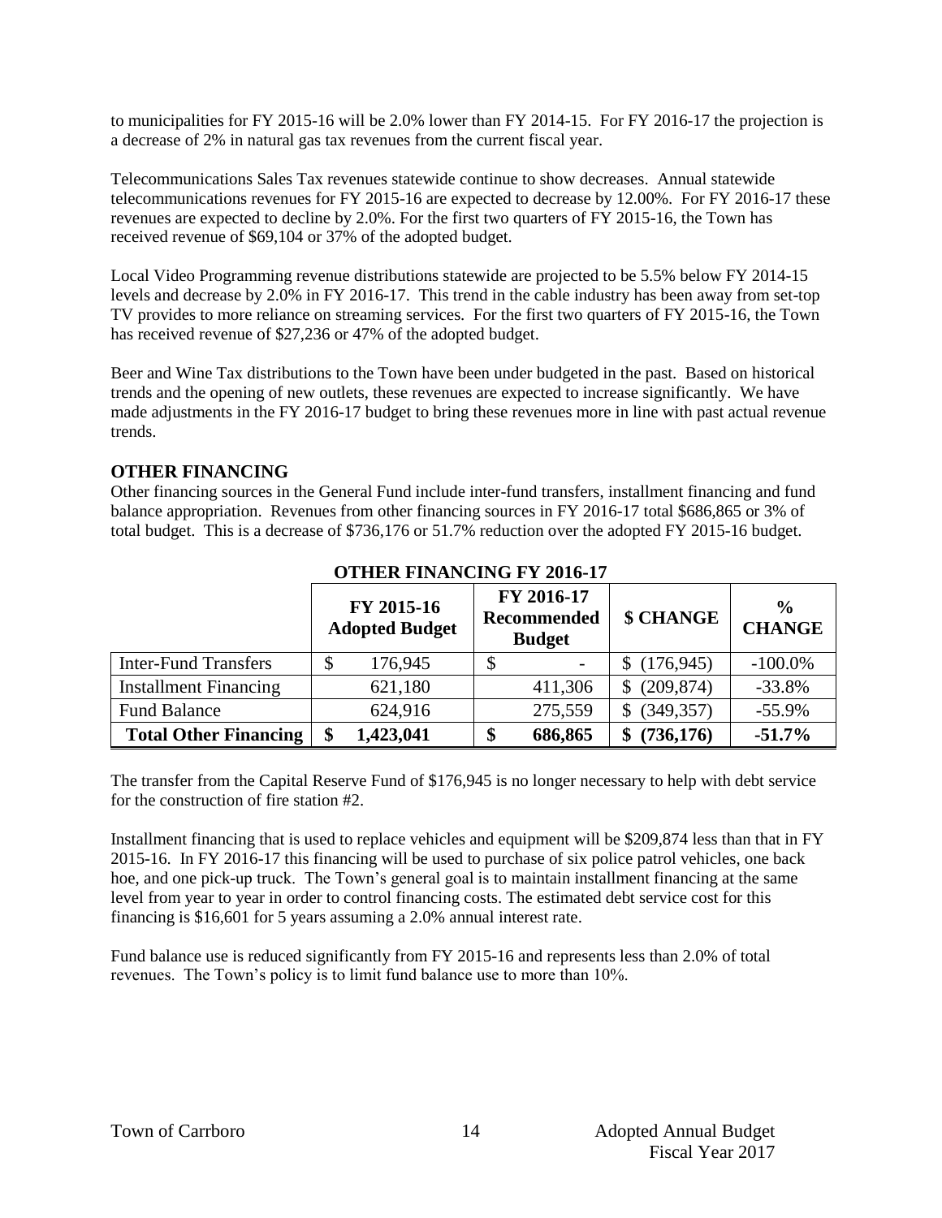to municipalities for FY 2015-16 will be 2.0% lower than FY 2014-15. For FY 2016-17 the projection is a decrease of 2% in natural gas tax revenues from the current fiscal year.

Telecommunications Sales Tax revenues statewide continue to show decreases. Annual statewide telecommunications revenues for FY 2015-16 are expected to decrease by 12.00%. For FY 2016-17 these revenues are expected to decline by 2.0%. For the first two quarters of FY 2015-16, the Town has received revenue of $69,104 or 37% of the adopted budget.

Local Video Programming revenue distributions statewide are projected to be 5.5% below FY 2014-15 levels and decrease by 2.0% in FY 2016-17. This trend in the cable industry has been away from set-top TV provides to more reliance on streaming services. For the first two quarters of FY 2015-16, the Town has received revenue of $27,236 or 47% of the adopted budget.

Beer and Wine Tax distributions to the Town have been under budgeted in the past. Based on historical trends and the opening of new outlets, these revenues are expected to increase significantly. We have made adjustments in the FY 2016-17 budget to bring these revenues more in line with past actual revenue trends.

## OTHER FINANCING

Other financing sources in the General Fund include inter-fund transfers, installment financing and fund balance appropriation. Revenues from other financing sources in FY 2016-17 total $686,865 or 3% of total budget. This is a decrease of $736,176 or 51.7% reduction over the adopted FY 2015-16 budget.

**OTHER FINANCING FY 2016-17**

| | FY 2015-16 Adopted Budget | FY 2016-17 Recommended Budget | $ CHANGE | % CHANGE |
|---|---|---|---|---|
| Inter-Fund Transfers | $ 176,945 | $ - | $ (176,945) | -100.0% |
| Installment Financing | 621,180 | 411,306 | $ (209,874) | -33.8% |
| Fund Balance | 624,916 | 275,559 | $ (349,357) | -55.9% |
| **Total Other Financing** | **$ 1,423,041** | **$ 686,865** | **$ (736,176)** | **-51.7%** |

The transfer from the Capital Reserve Fund of $176,945 is no longer necessary to help with debt service for the construction of fire station #2.

Installment financing that is used to replace vehicles and equipment will be $209,874 less than that in FY 2015-16. In FY 2016-17 this financing will be used to purchase of six police patrol vehicles, one back hoe, and one pick-up truck. The Town's general goal is to maintain installment financing at the same level from year to year in order to control financing costs. The estimated debt service cost for this financing is $16,601 for 5 years assuming a 2.0% annual interest rate.

Fund balance use is reduced significantly from FY 2015-16 and represents less than 2.0% of total revenues. The Town's policy is to limit fund balance use to more than 10%.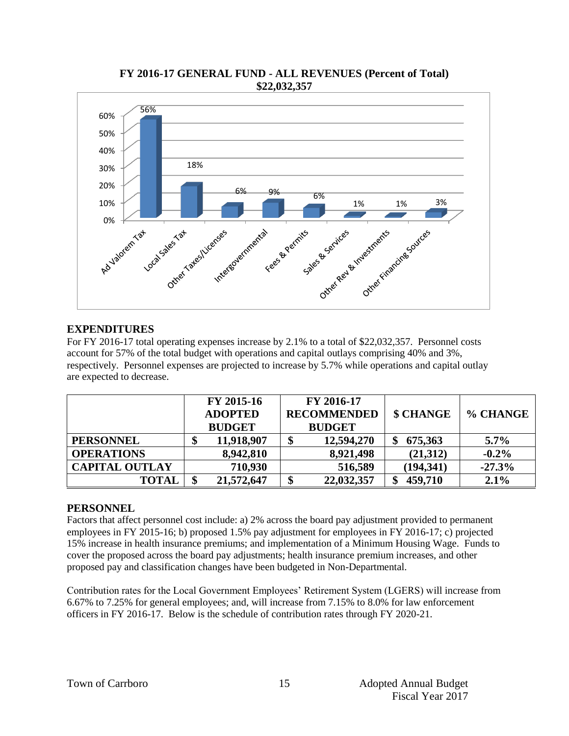**FY 2016-17 GENERAL FUND - ALL REVENUES (Percent of Total)**
**$22,032,357**

| Revenue Source | Percent of Total |
|---|---|
| Ad Valorem Tax | 56% |
| Local Sales Tax | 18% |
| Other Taxes/Licenses | 6% |
| Intergovernmental | 9% |
| Fees & Permits | 6% |
| Sales & Services | 1% |
| Other Rev & Investments | 1% |
| Other Financing Sources | 3% |

## EXPENDITURES

For FY 2016-17 total operating expenses increase by 2.1% to a total of $22,032,357. Personnel costs account for 57% of the total budget with operations and capital outlays comprising 40% and 3%, respectively. Personnel expenses are projected to increase by 5.7% while operations and capital outlay are expected to decrease.

| | FY 2015-16 ADOPTED BUDGET | FY 2016-17 RECOMMENDED BUDGET | $ CHANGE | % CHANGE |
|---|---|---|---|---|
| **PERSONNEL** | **$ 11,918,907** | **$ 12,594,270** | **$ 675,363** | **5.7%** |
| **OPERATIONS** | **8,942,810** | **8,921,498** | **(21,312)** | **-0.2%** |
| **CAPITAL OUTLAY** | **710,930** | **516,589** | **(194,341)** | **-27.3%** |
| **TOTAL** | **$ 21,572,647** | **$ 22,032,357** | **$ 459,710** | **2.1%** |

## PERSONNEL

Factors that affect personnel cost include: a) 2% across the board pay adjustment provided to permanent employees in FY 2015-16; b) proposed 1.5% pay adjustment for employees in FY 2016-17; c) projected 15% increase in health insurance premiums; and implementation of a Minimum Housing Wage. Funds to cover the proposed across the board pay adjustments; health insurance premium increases, and other proposed pay and classification changes have been budgeted in Non-Departmental.

Contribution rates for the Local Government Employees' Retirement System (LGERS) will increase from 6.67% to 7.25% for general employees; and, will increase from 7.15% to 8.0% for law enforcement officers in FY 2016-17. Below is the schedule of contribution rates through FY 2020-21.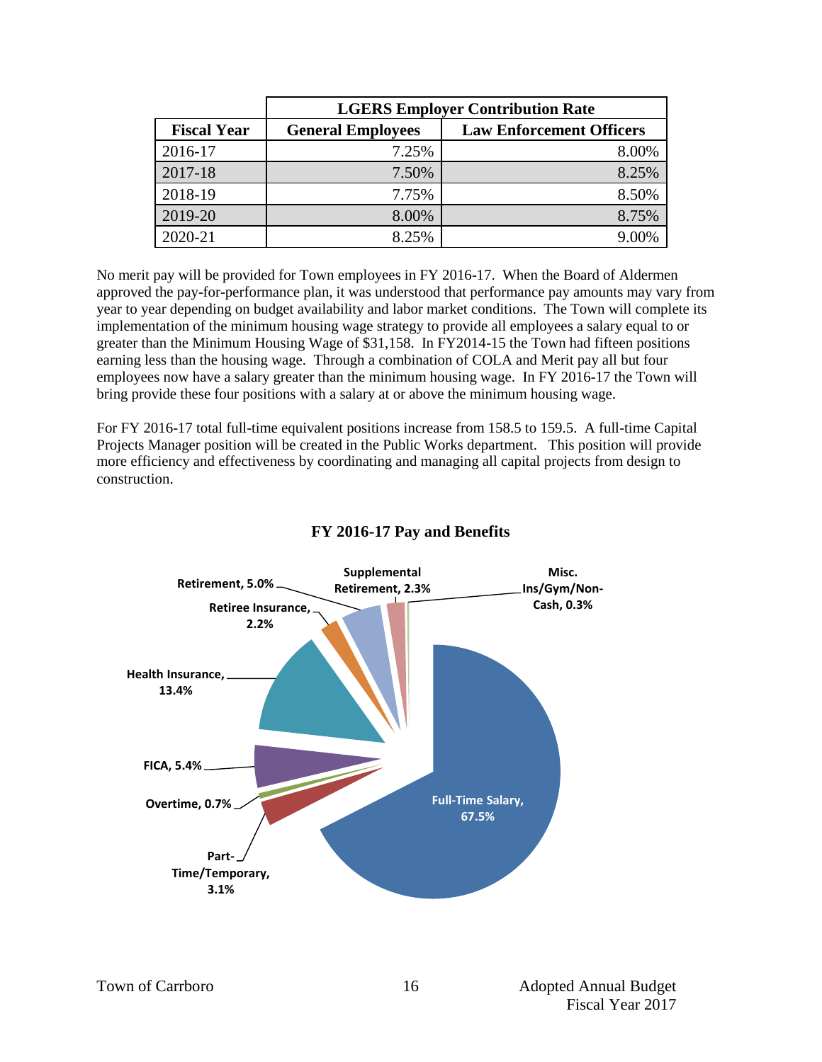| | LGERS Employer Contribution Rate | |
|---|---|---|
| **Fiscal Year** | **General Employees** | **Law Enforcement Officers** |
| 2016-17 | 7.25% | 8.00% |
| 2017-18 | 7.50% | 8.25% |
| 2018-19 | 7.75% | 8.50% |
| 2019-20 | 8.00% | 8.75% |
| 2020-21 | 8.25% | 9.00% |

No merit pay will be provided for Town employees in FY 2016-17. When the Board of Aldermen approved the pay-for-performance plan, it was understood that performance pay amounts may vary from year to year depending on budget availability and labor market conditions. The Town will complete its implementation of the minimum housing wage strategy to provide all employees a salary equal to or greater than the Minimum Housing Wage of $31,158. In FY2014-15 the Town had fifteen positions earning less than the housing wage. Through a combination of COLA and Merit pay all but four employees now have a salary greater than the minimum housing wage. In FY 2016-17 the Town will bring provide these four positions with a salary at or above the minimum housing wage.

For FY 2016-17 total full-time equivalent positions increase from 158.5 to 159.5. A full-time Capital Projects Manager position will be created in the Public Works department. This position will provide more efficiency and effectiveness by coordinating and managing all capital projects from design to construction.

**FY 2016-17 Pay and Benefits**

| Category | Percent |
|---|---|
| Full-Time Salary | 67.5% |
| Part-Time/Temporary | 3.1% |
| Overtime | 0.7% |
| FICA | 5.4% |
| Health Insurance | 13.4% |
| Retiree Insurance | 2.2% |
| Retirement | 5.0% |
| Supplemental Retirement | 2.3% |
| Misc. Ins/Gym/Non-Cash | 0.3% |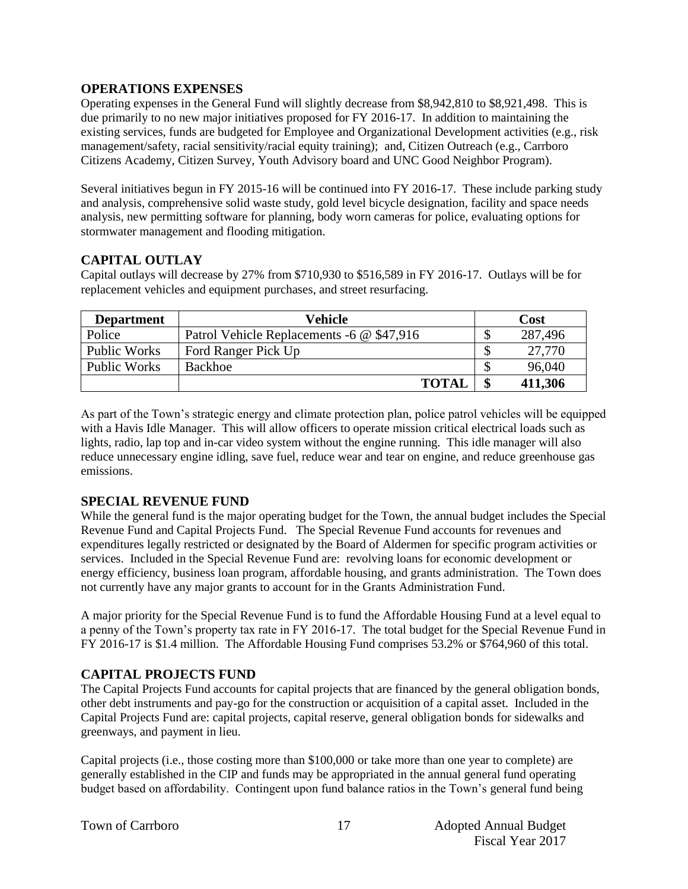## OPERATIONS EXPENSES

Operating expenses in the General Fund will slightly decrease from $8,942,810 to $8,921,498. This is due primarily to no new major initiatives proposed for FY 2016-17. In addition to maintaining the existing services, funds are budgeted for Employee and Organizational Development activities (e.g., risk management/safety, racial sensitivity/racial equity training); and, Citizen Outreach (e.g., Carrboro Citizens Academy, Citizen Survey, Youth Advisory board and UNC Good Neighbor Program).

Several initiatives begun in FY 2015-16 will be continued into FY 2016-17. These include parking study and analysis, comprehensive solid waste study, gold level bicycle designation, facility and space needs analysis, new permitting software for planning, body worn cameras for police, evaluating options for stormwater management and flooding mitigation.

## CAPITAL OUTLAY

Capital outlays will decrease by 27% from $710,930 to $516,589 in FY 2016-17. Outlays will be for replacement vehicles and equipment purchases, and street resurfacing.

| Department | Vehicle | Cost |
|---|---|---|
| Police | Patrol Vehicle Replacements -6 @ $47,916 | $ 287,496 |
| Public Works | Ford Ranger Pick Up | $ 27,770 |
| Public Works | Backhoe | $ 96,040 |
| | **TOTAL** | **$ 411,306** |

As part of the Town's strategic energy and climate protection plan, police patrol vehicles will be equipped with a Havis Idle Manager. This will allow officers to operate mission critical electrical loads such as lights, radio, lap top and in-car video system without the engine running. This idle manager will also reduce unnecessary engine idling, save fuel, reduce wear and tear on engine, and reduce greenhouse gas emissions.

## SPECIAL REVENUE FUND

While the general fund is the major operating budget for the Town, the annual budget includes the Special Revenue Fund and Capital Projects Fund. The Special Revenue Fund accounts for revenues and expenditures legally restricted or designated by the Board of Aldermen for specific program activities or services. Included in the Special Revenue Fund are: revolving loans for economic development or energy efficiency, business loan program, affordable housing, and grants administration. The Town does not currently have any major grants to account for in the Grants Administration Fund.

A major priority for the Special Revenue Fund is to fund the Affordable Housing Fund at a level equal to a penny of the Town's property tax rate in FY 2016-17. The total budget for the Special Revenue Fund in FY 2016-17 is $1.4 million. The Affordable Housing Fund comprises 53.2% or $764,960 of this total.

## CAPITAL PROJECTS FUND

The Capital Projects Fund accounts for capital projects that are financed by the general obligation bonds, other debt instruments and pay-go for the construction or acquisition of a capital asset. Included in the Capital Projects Fund are: capital projects, capital reserve, general obligation bonds for sidewalks and greenways, and payment in lieu.

Capital projects (i.e., those costing more than $100,000 or take more than one year to complete) are generally established in the CIP and funds may be appropriated in the annual general fund operating budget based on affordability. Contingent upon fund balance ratios in the Town's general fund being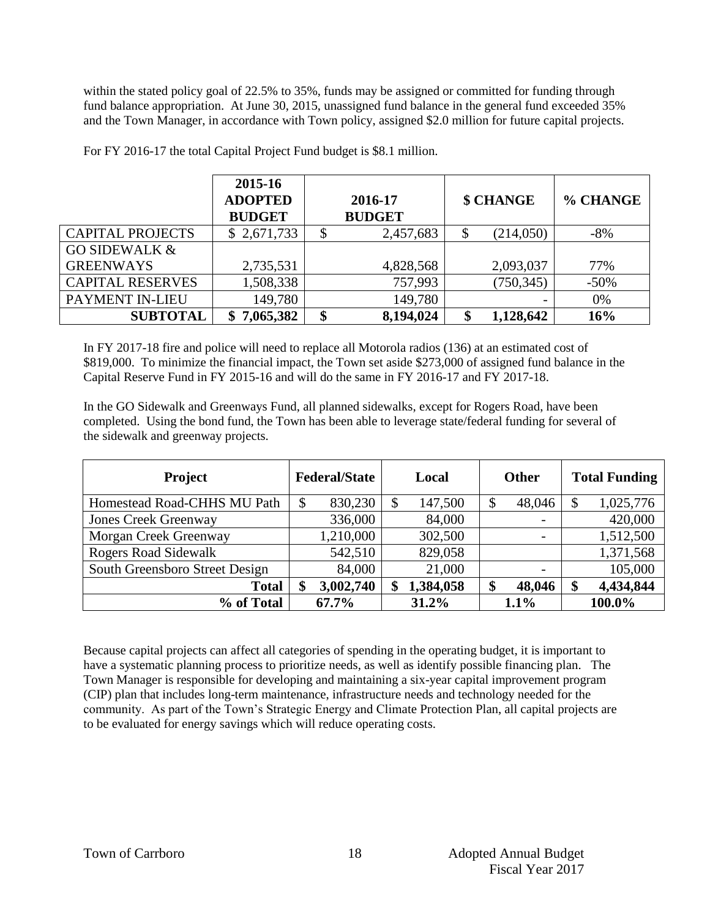within the stated policy goal of 22.5% to 35%, funds may be assigned or committed for funding through fund balance appropriation. At June 30, 2015, unassigned fund balance in the general fund exceeded 35% and the Town Manager, in accordance with Town policy, assigned $2.0 million for future capital projects.

For FY 2016-17 the total Capital Project Fund budget is $8.1 million.

| | 2015-16 ADOPTED BUDGET | 2016-17 BUDGET | $ CHANGE | % CHANGE |
|---|---|---|---|---|
| CAPITAL PROJECTS | $ 2,671,733 | $ 2,457,683 | $ (214,050) | -8% |
| GO SIDEWALK & GREENWAYS | 2,735,531 | 4,828,568 | 2,093,037 | 77% |
| CAPITAL RESERVES | 1,508,338 | 757,993 | (750,345) | -50% |
| PAYMENT IN-LIEU | 149,780 | 149,780 | - | 0% |
| **SUBTOTAL** | **$ 7,065,382** | **$ 8,194,024** | **$ 1,128,642** | **16%** |

In FY 2017-18 fire and police will need to replace all Motorola radios (136) at an estimated cost of $819,000. To minimize the financial impact, the Town set aside $273,000 of assigned fund balance in the Capital Reserve Fund in FY 2015-16 and will do the same in FY 2016-17 and FY 2017-18.

In the GO Sidewalk and Greenways Fund, all planned sidewalks, except for Rogers Road, have been completed. Using the bond fund, the Town has been able to leverage state/federal funding for several of the sidewalk and greenway projects.

| Project | Federal/State | Local | Other | Total Funding |
|---|---|---|---|---|
| Homestead Road-CHHS MU Path | $ 830,230 | $ 147,500 | $ 48,046 | $ 1,025,776 |
| Jones Creek Greenway | 336,000 | 84,000 | - | 420,000 |
| Morgan Creek Greenway | 1,210,000 | 302,500 | - | 1,512,500 |
| Rogers Road Sidewalk | 542,510 | 829,058 | | 1,371,568 |
| South Greensboro Street Design | 84,000 | 21,000 | - | 105,000 |
| **Total** | **$ 3,002,740** | **$ 1,384,058** | **$ 48,046** | **$ 4,434,844** |
| **% of Total** | **67.7%** | **31.2%** | **1.1%** | **100.0%** |

Because capital projects can affect all categories of spending in the operating budget, it is important to have a systematic planning process to prioritize needs, as well as identify possible financing plan. The Town Manager is responsible for developing and maintaining a six-year capital improvement program (CIP) plan that includes long-term maintenance, infrastructure needs and technology needed for the community. As part of the Town's Strategic Energy and Climate Protection Plan, all capital projects are to be evaluated for energy savings which will reduce operating costs.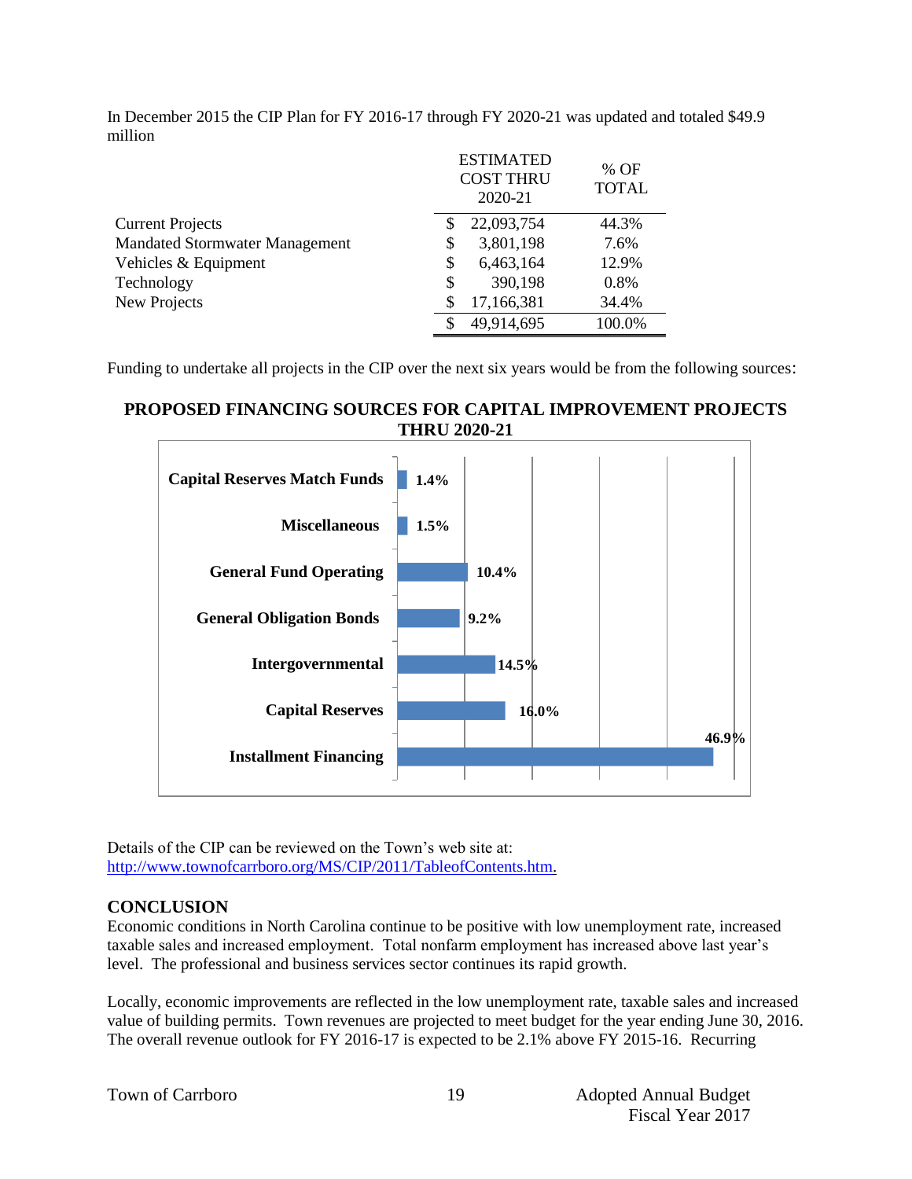In December 2015 the CIP Plan for FY 2016-17 through FY 2020-21 was updated and totaled $49.9 million

| | ESTIMATED COST THRU 2020-21 | % OF TOTAL |
|---|---|---|
| Current Projects | $ 22,093,754 | 44.3% |
| Mandated Stormwater Management | $ 3,801,198 | 7.6% |
| Vehicles & Equipment | $ 6,463,164 | 12.9% |
| Technology | $ 390,198 | 0.8% |
| New Projects | $ 17,166,381 | 34.4% |
| | $ 49,914,695 | 100.0% |

Funding to undertake all projects in the CIP over the next six years would be from the following sources:

**PROPOSED FINANCING SOURCES FOR CAPITAL IMPROVEMENT PROJECTS THRU 2020-21**

| Source | % |
|---|---|
| Capital Reserves Match Funds | 1.4% |
| Miscellaneous | 1.5% |
| General Fund Operating | 10.4% |
| General Obligation Bonds | 9.2% |
| Intergovernmental | 14.5% |
| Capital Reserves | 16.0% |
| Installment Financing | 46.9% |

Details of the CIP can be reviewed on the Town's web site at: http://www.townofcarrboro.org/MS/CIP/2011/TableofContents.htm.

## CONCLUSION

Economic conditions in North Carolina continue to be positive with low unemployment rate, increased taxable sales and increased employment. Total nonfarm employment has increased above last year's level. The professional and business services sector continues its rapid growth.

Locally, economic improvements are reflected in the low unemployment rate, taxable sales and increased value of building permits. Town revenues are projected to meet budget for the year ending June 30, 2016. The overall revenue outlook for FY 2016-17 is expected to be 2.1% above FY 2015-16. Recurring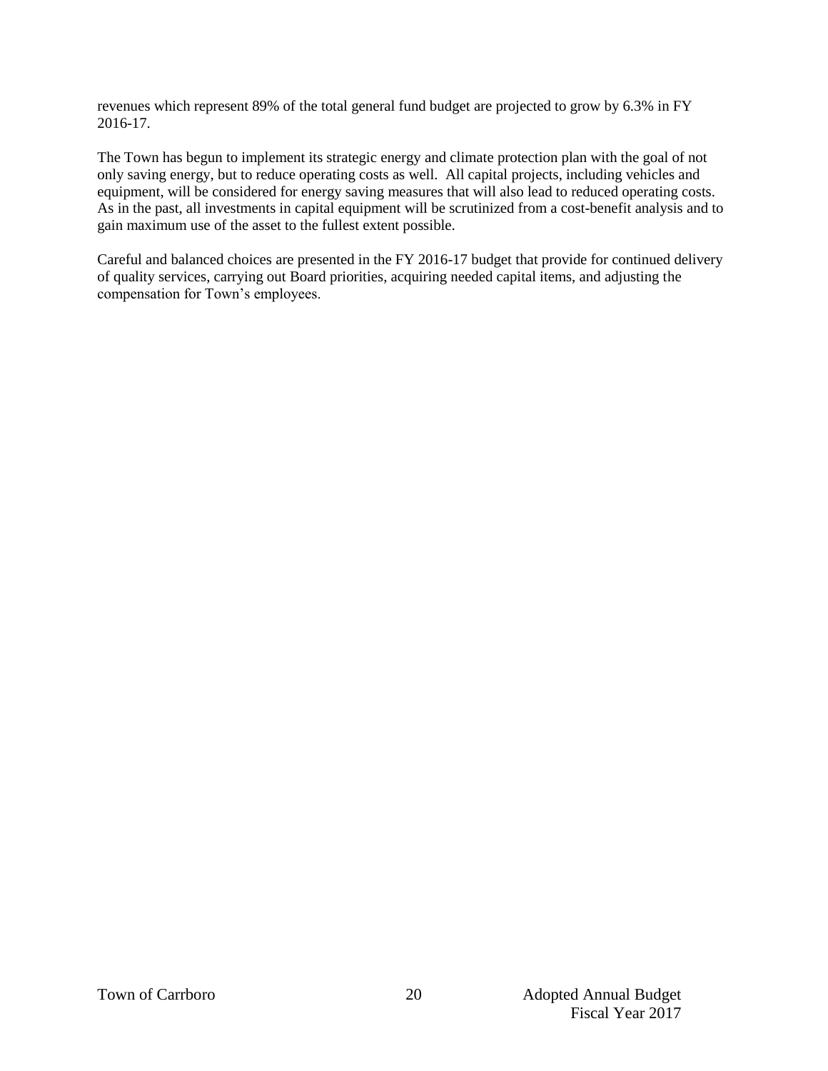revenues which represent 89% of the total general fund budget are projected to grow by 6.3% in FY 2016-17.

The Town has begun to implement its strategic energy and climate protection plan with the goal of not only saving energy, but to reduce operating costs as well. All capital projects, including vehicles and equipment, will be considered for energy saving measures that will also lead to reduced operating costs. As in the past, all investments in capital equipment will be scrutinized from a cost-benefit analysis and to gain maximum use of the asset to the fullest extent possible.

Careful and balanced choices are presented in the FY 2016-17 budget that provide for continued delivery of quality services, carrying out Board priorities, acquiring needed capital items, and adjusting the compensation for Town's employees.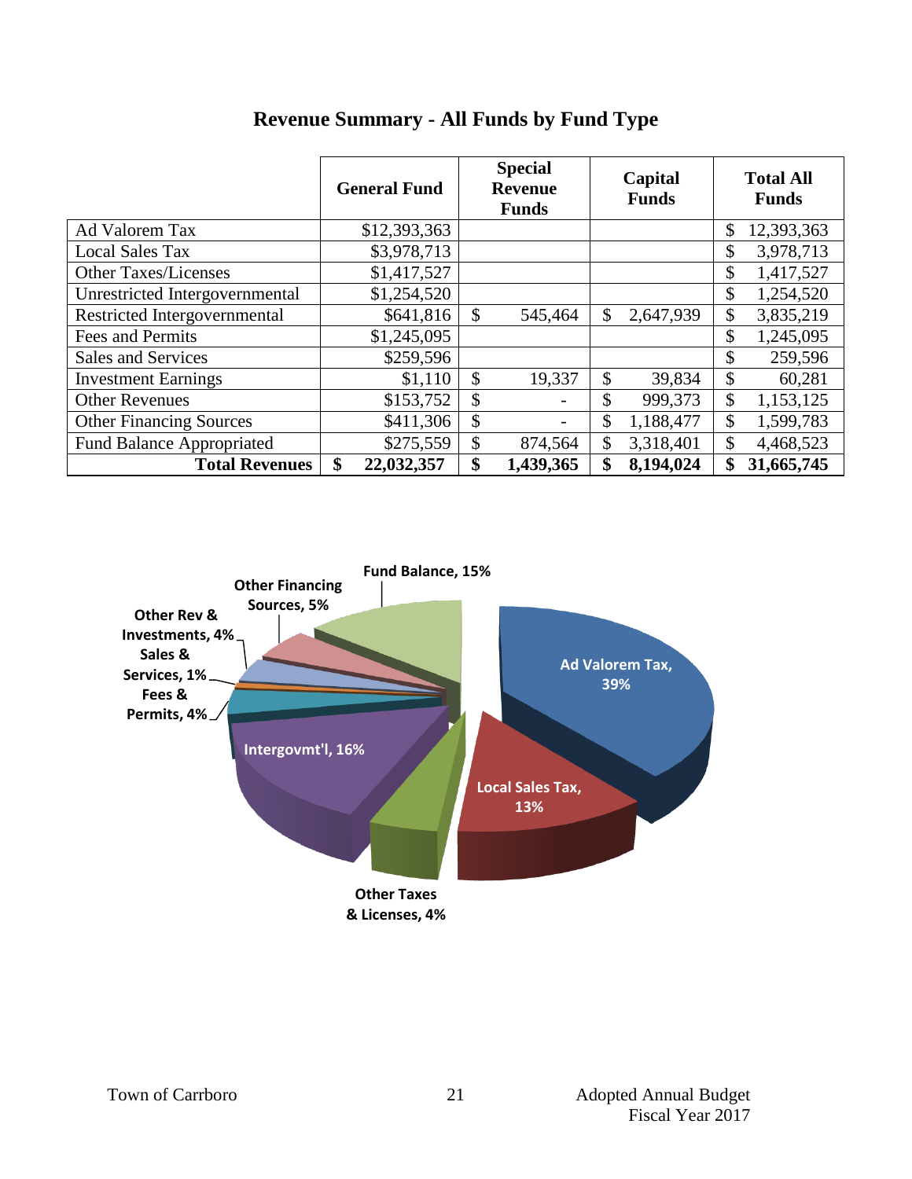# Revenue Summary - All Funds by Fund Type

| | General Fund | Special Revenue Funds | Capital Funds | Total All Funds |
|---|---|---|---|---|
| Ad Valorem Tax | $12,393,363 | | | $ 12,393,363 |
| Local Sales Tax | $3,978,713 | | | $ 3,978,713 |
| Other Taxes/Licenses | $1,417,527 | | | $ 1,417,527 |
| Unrestricted Intergovernmental | $1,254,520 | | | $ 1,254,520 |
| Restricted Intergovernmental | $641,816 | $ 545,464 | $ 2,647,939 | $ 3,835,219 |
| Fees and Permits | $1,245,095 | | | $ 1,245,095 |
| Sales and Services | $259,596 | | | $ 259,596 |
| Investment Earnings | $1,110 | $ 19,337 | $ 39,834 | $ 60,281 |
| Other Revenues | $153,752 | $ - | $ 999,373 | $ 1,153,125 |
| Other Financing Sources | $411,306 | $ - | $ 1,188,477 | $ 1,599,783 |
| Fund Balance Appropriated | $275,559 | $ 874,564 | $ 3,318,401 | $ 4,468,523 |
| **Total Revenues** | **$ 22,032,357** | **$ 1,439,365** | **$ 8,194,024** | **$ 31,665,745** |

Ad Valorem Tax, 39%
Local Sales Tax, 13%
Other Taxes & Licenses, 4%
Intergovmt'l, 16%
Fees & Permits, 4%
Sales & Services, 1%
Other Rev & Investments, 4%
Other Financing Sources, 5%
Fund Balance, 15%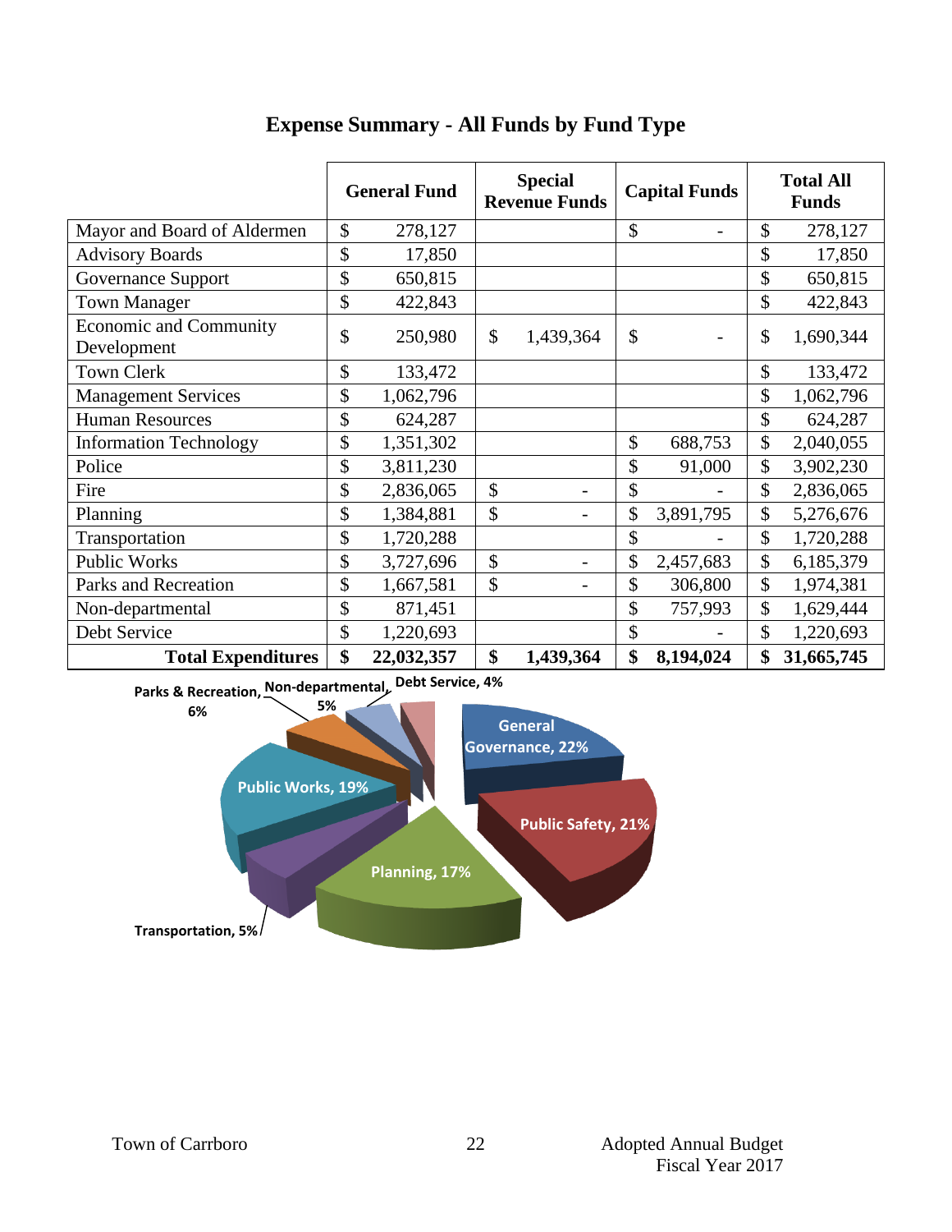# Expense Summary - All Funds by Fund Type

| | General Fund | Special Revenue Funds | Capital Funds | Total All Funds |
|---|---|---|---|---|
| Mayor and Board of Aldermen | $ 278,127 | | $ - | $ 278,127 |
| Advisory Boards | $ 17,850 | | | $ 17,850 |
| Governance Support | $ 650,815 | | | $ 650,815 |
| Town Manager | $ 422,843 | | | $ 422,843 |
| Economic and Community Development | $ 250,980 | $ 1,439,364 | $ - | $ 1,690,344 |
| Town Clerk | $ 133,472 | | | $ 133,472 |
| Management Services | $ 1,062,796 | | | $ 1,062,796 |
| Human Resources | $ 624,287 | | | $ 624,287 |
| Information Technology | $ 1,351,302 | | $ 688,753 | $ 2,040,055 |
| Police | $ 3,811,230 | | $ 91,000 | $ 3,902,230 |
| Fire | $ 2,836,065 | $ - | $ - | $ 2,836,065 |
| Planning | $ 1,384,881 | $ - | $ 3,891,795 | $ 5,276,676 |
| Transportation | $ 1,720,288 | | $ - | $ 1,720,288 |
| Public Works | $ 3,727,696 | $ - | $ 2,457,683 | $ 6,185,379 |
| Parks and Recreation | $ 1,667,581 | $ - | $ 306,800 | $ 1,974,381 |
| Non-departmental | $ 871,451 | | $ 757,993 | $ 1,629,444 |
| Debt Service | $ 1,220,693 | | $ - | $ 1,220,693 |
| **Total Expenditures** | **$ 22,032,357** | **$ 1,439,364** | **$ 8,194,024** | **$ 31,665,745** |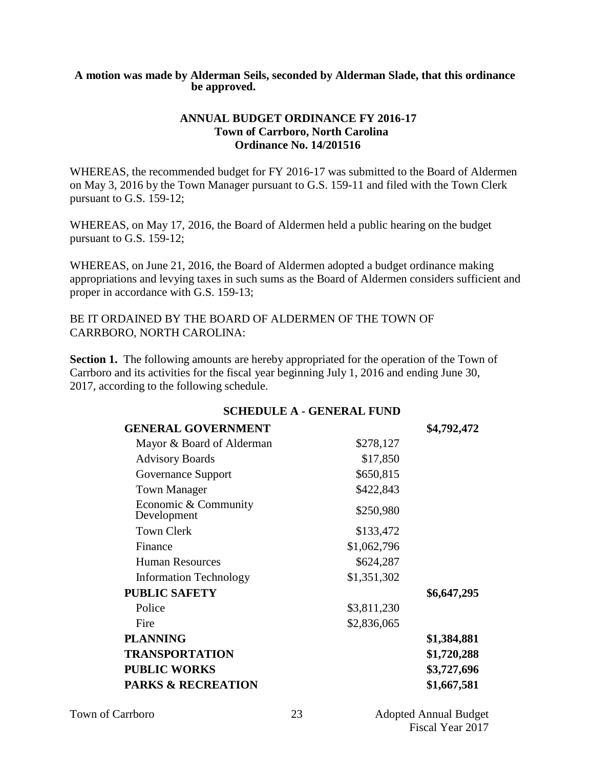**A motion was made by Alderman Seils, seconded by Alderman Slade, that this ordinance be approved.**

**ANNUAL BUDGET ORDINANCE FY 2016-17**
**Town of Carrboro, North Carolina**
**Ordinance No. 14/201516**

WHEREAS, the recommended budget for FY 2016-17 was submitted to the Board of Aldermen on May 3, 2016 by the Town Manager pursuant to G.S. 159-11 and filed with the Town Clerk pursuant to G.S. 159-12;

WHEREAS, on May 17, 2016, the Board of Aldermen held a public hearing on the budget pursuant to G.S. 159-12;

WHEREAS, on June 21, 2016, the Board of Aldermen adopted a budget ordinance making appropriations and levying taxes in such sums as the Board of Aldermen considers sufficient and proper in accordance with G.S. 159-13;

BE IT ORDAINED BY THE BOARD OF ALDERMEN OF THE TOWN OF CARRBORO, NORTH CAROLINA:

**Section 1.** The following amounts are hereby appropriated for the operation of the Town of Carrboro and its activities for the fiscal year beginning July 1, 2016 and ending June 30, 2017, according to the following schedule.

**SCHEDULE A - GENERAL FUND**

| | | |
|---|---|---|
| **GENERAL GOVERNMENT** | | **$4,792,472** |
| Mayor & Board of Alderman | $278,127 | |
| Advisory Boards | $17,850 | |
| Governance Support | $650,815 | |
| Town Manager | $422,843 | |
| Economic & Community Development | $250,980 | |
| Town Clerk | $133,472 | |
| Finance | $1,062,796 | |
| Human Resources | $624,287 | |
| Information Technology | $1,351,302 | |
| **PUBLIC SAFETY** | | **$6,647,295** |
| Police | $3,811,230 | |
| Fire | $2,836,065 | |
| **PLANNING** | | **$1,384,881** |
| **TRANSPORTATION** | | **$1,720,288** |
| **PUBLIC WORKS** | | **$3,727,696** |
| **PARKS & RECREATION** | | **$1,667,581** |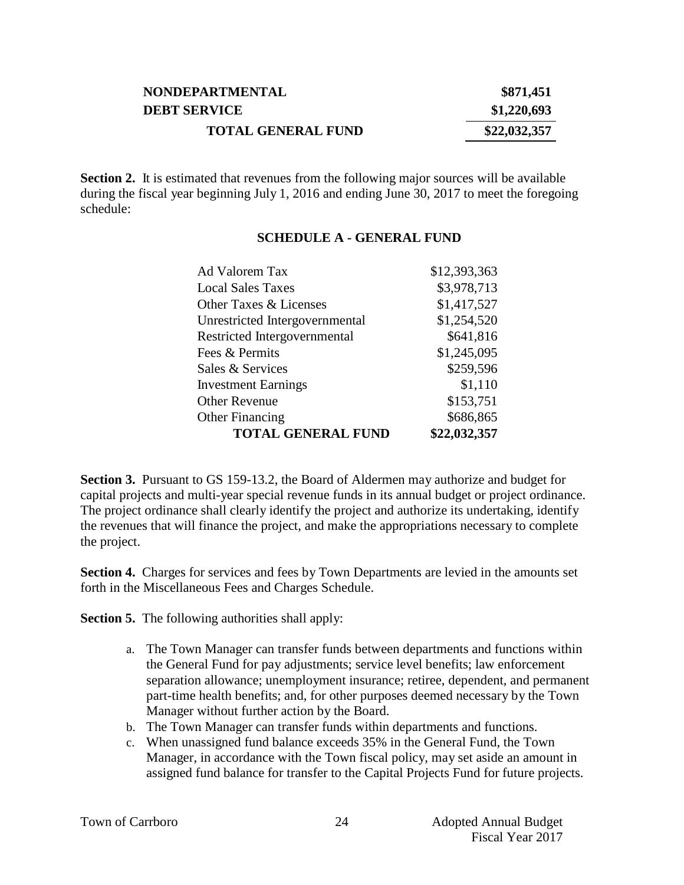| | |
|---|---|
| **NONDEPARTMENTAL** | **\$871,451** |
| **DEBT SERVICE** | **\$1,220,693** |
| **TOTAL GENERAL FUND** | **\$22,032,357** |

**Section 2.** It is estimated that revenues from the following major sources will be available during the fiscal year beginning July 1, 2016 and ending June 30, 2017 to meet the foregoing schedule:

**SCHEDULE A - GENERAL FUND**

| | |
|---|---|
| Ad Valorem Tax | \$12,393,363 |
| Local Sales Taxes | \$3,978,713 |
| Other Taxes & Licenses | \$1,417,527 |
| Unrestricted Intergovernmental | \$1,254,520 |
| Restricted Intergovernmental | \$641,816 |
| Fees & Permits | \$1,245,095 |
| Sales & Services | \$259,596 |
| Investment Earnings | \$1,110 |
| Other Revenue | \$153,751 |
| Other Financing | \$686,865 |
| **TOTAL GENERAL FUND** | **\$22,032,357** |

**Section 3.** Pursuant to GS 159-13.2, the Board of Aldermen may authorize and budget for capital projects and multi-year special revenue funds in its annual budget or project ordinance. The project ordinance shall clearly identify the project and authorize its undertaking, identify the revenues that will finance the project, and make the appropriations necessary to complete the project.

**Section 4.** Charges for services and fees by Town Departments are levied in the amounts set forth in the Miscellaneous Fees and Charges Schedule.

**Section 5.** The following authorities shall apply:

a. The Town Manager can transfer funds between departments and functions within the General Fund for pay adjustments; service level benefits; law enforcement separation allowance; unemployment insurance; retiree, dependent, and permanent part-time health benefits; and, for other purposes deemed necessary by the Town Manager without further action by the Board.

b. The Town Manager can transfer funds within departments and functions.

c. When unassigned fund balance exceeds 35% in the General Fund, the Town Manager, in accordance with the Town fiscal policy, may set aside an amount in assigned fund balance for transfer to the Capital Projects Fund for future projects.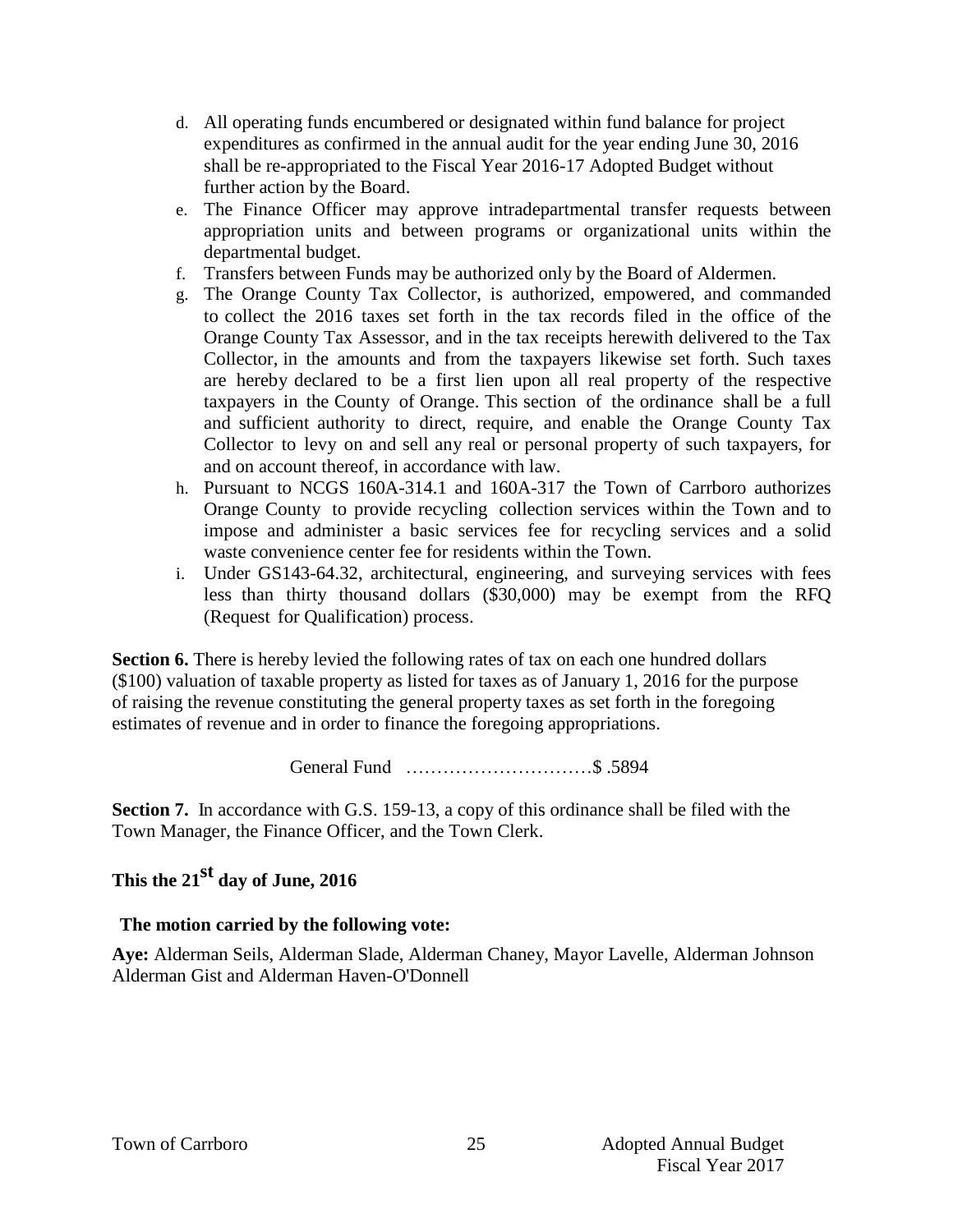d. All operating funds encumbered or designated within fund balance for project expenditures as confirmed in the annual audit for the year ending June 30, 2016 shall be re-appropriated to the Fiscal Year 2016-17 Adopted Budget without further action by the Board.
e. The Finance Officer may approve intradepartmental transfer requests between appropriation units and between programs or organizational units within the departmental budget.
f. Transfers between Funds may be authorized only by the Board of Aldermen.
g. The Orange County Tax Collector, is authorized, empowered, and commanded to collect the 2016 taxes set forth in the tax records filed in the office of the Orange County Tax Assessor, and in the tax receipts herewith delivered to the Tax Collector, in the amounts and from the taxpayers likewise set forth. Such taxes are hereby declared to be a first lien upon all real property of the respective taxpayers in the County of Orange. This section of the ordinance shall be a full and sufficient authority to direct, require, and enable the Orange County Tax Collector to levy on and sell any real or personal property of such taxpayers, for and on account thereof, in accordance with law.
h. Pursuant to NCGS 160A-314.1 and 160A-317 the Town of Carrboro authorizes Orange County to provide recycling collection services within the Town and to impose and administer a basic services fee for recycling services and a solid waste convenience center fee for residents within the Town.
i. Under GS143-64.32, architectural, engineering, and surveying services with fees less than thirty thousand dollars ($30,000) may be exempt from the RFQ (Request for Qualification) process.

**Section 6.** There is hereby levied the following rates of tax on each one hundred dollars ($100) valuation of taxable property as listed for taxes as of January 1, 2016 for the purpose of raising the revenue constituting the general property taxes as set forth in the foregoing estimates of revenue and in order to finance the foregoing appropriations.

General Fund ………………………….$ .5894

**Section 7.** In accordance with G.S. 159-13, a copy of this ordinance shall be filed with the Town Manager, the Finance Officer, and the Town Clerk.

**This the 21st day of June, 2016**

**The motion carried by the following vote:**

**Aye:** Alderman Seils, Alderman Slade, Alderman Chaney, Mayor Lavelle, Alderman Johnson Alderman Gist and Alderman Haven-O'Donnell